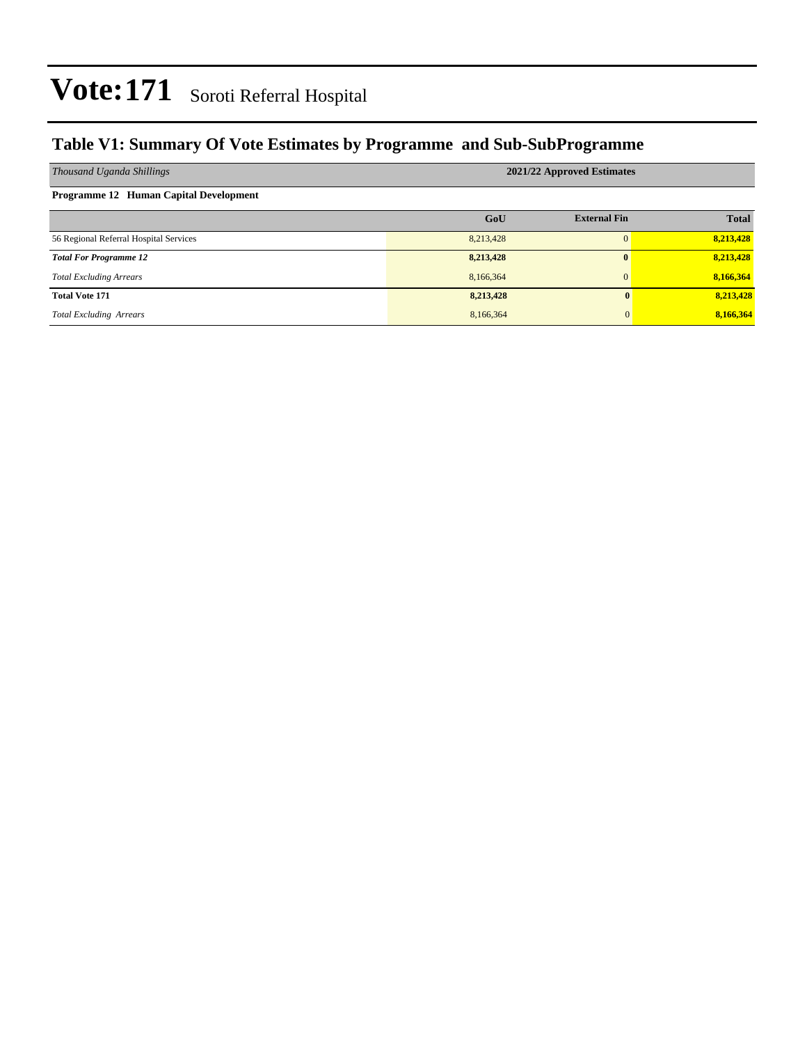# Vote:171 Soroti Referral Hospital

## Table V1: Summary Of Vote Estimates by Programme and Sub-SubProgramme

| *Thousand Uganda Shillings* | 2021/22 Approved Estimates | | |
|---|---|---|---|
| **Programme 12 Human Capital Development** | | | |
| | **GoU** | **External Fin** | **Total** |
| 56 Regional Referral Hospital Services | 8,213,428 | 0 | **8,213,428** |
| ***Total For Programme 12*** | **8,213,428** | **0** | **8,213,428** |
| *Total Excluding Arrears* | 8,166,364 | 0 | **8,166,364** |
| **Total Vote 171** | **8,213,428** | **0** | **8,213,428** |
| *Total Excluding Arrears* | 8,166,364 | 0 | **8,166,364** |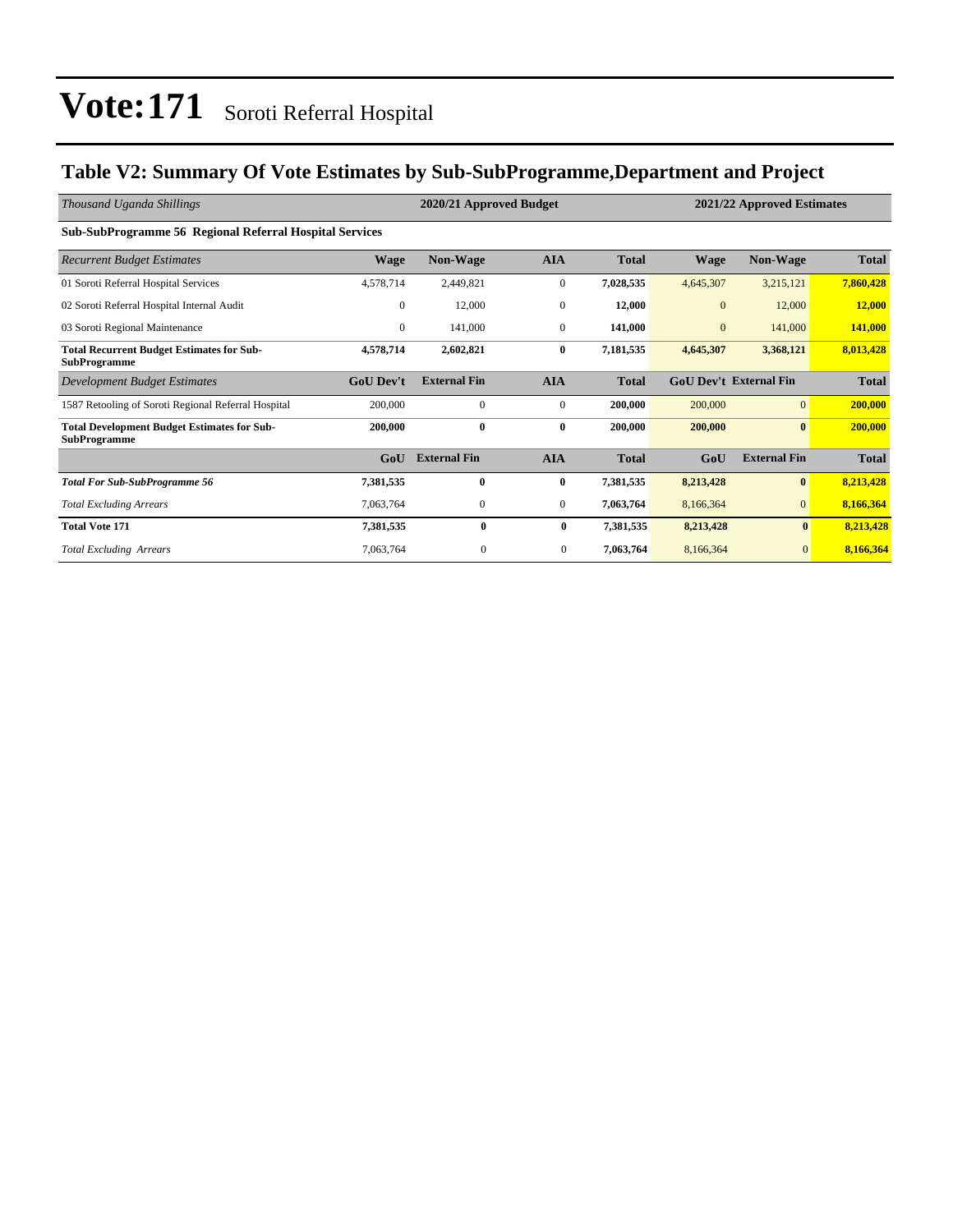# Vote:171 Soroti Referral Hospital

## Table V2: Summary Of Vote Estimates by Sub-SubProgramme,Department and Project

| *Thousand Uganda Shillings* | 2020/21 Approved Budget | | | | 2021/22 Approved Estimates | | |
|---|---|---|---|---|---|---|---|
| **Sub-SubProgramme 56 Regional Referral Hospital Services** | | | | | | | |
| *Recurrent Budget Estimates* | **Wage** | **Non-Wage** | **AIA** | **Total** | **Wage** | **Non-Wage** | **Total** |
| 01 Soroti Referral Hospital Services | 4,578,714 | 2,449,821 | 0 | **7,028,535** | 4,645,307 | 3,215,121 | **7,860,428** |
| 02 Soroti Referral Hospital Internal Audit | 0 | 12,000 | 0 | **12,000** | 0 | 12,000 | **12,000** |
| 03 Soroti Regional Maintenance | 0 | 141,000 | 0 | **141,000** | 0 | 141,000 | **141,000** |
| **Total Recurrent Budget Estimates for Sub-SubProgramme** | **4,578,714** | **2,602,821** | **0** | **7,181,535** | **4,645,307** | **3,368,121** | **8,013,428** |
| *Development Budget Estimates* | **GoU Dev't** | **External Fin** | **AIA** | **Total** | **GoU Dev't** | **External Fin** | **Total** |
| 1587 Retooling of Soroti Regional Referral Hospital | 200,000 | 0 | 0 | **200,000** | 200,000 | 0 | **200,000** |
| **Total Development Budget Estimates for Sub-SubProgramme** | **200,000** | **0** | **0** | **200,000** | **200,000** | **0** | **200,000** |
| | **GoU** | **External Fin** | **AIA** | **Total** | **GoU** | **External Fin** | **Total** |
| ***Total For Sub-SubProgramme 56*** | **7,381,535** | **0** | **0** | **7,381,535** | **8,213,428** | **0** | **8,213,428** |
| *Total Excluding Arrears* | 7,063,764 | 0 | 0 | **7,063,764** | 8,166,364 | 0 | **8,166,364** |
| **Total Vote 171** | **7,381,535** | **0** | **0** | **7,381,535** | **8,213,428** | **0** | **8,213,428** |
| *Total Excluding Arrears* | 7,063,764 | 0 | 0 | **7,063,764** | 8,166,364 | 0 | **8,166,364** |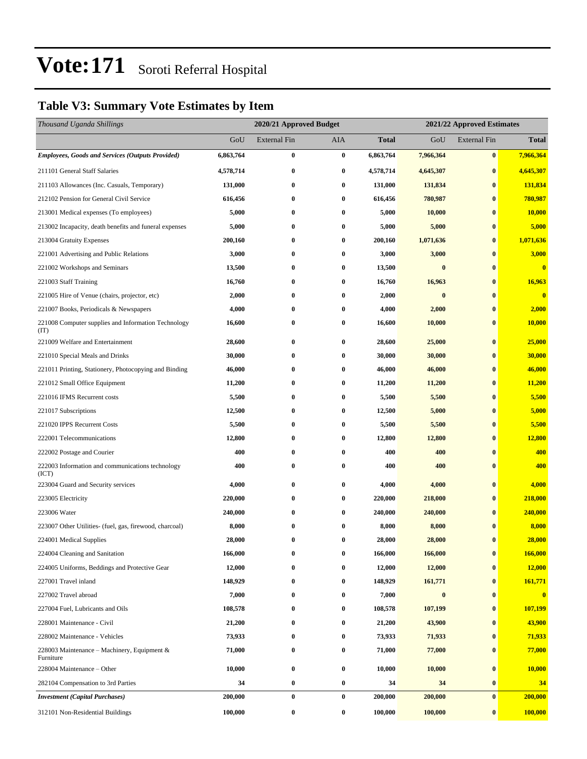# Vote:171 Soroti Referral Hospital

## Table V3: Summary Vote Estimates by Item

| *Thousand Uganda Shillings* | 2020/21 Approved Budget | | | | 2021/22 Approved Estimates | | |
|---|---|---|---|---|---|---|---|
| | GoU | External Fin | AIA | **Total** | GoU | External Fin | **Total** |
| ***Employees, Goods and Services (Outputs Provided)*** | **6,863,764** | **0** | **0** | **6,863,764** | **7,966,364** | **0** | **7,966,364** |
| 211101 General Staff Salaries | **4,578,714** | **0** | **0** | **4,578,714** | **4,645,307** | **0** | **4,645,307** |
| 211103 Allowances (Inc. Casuals, Temporary) | **131,000** | **0** | **0** | **131,000** | **131,834** | **0** | **131,834** |
| 212102 Pension for General Civil Service | **616,456** | **0** | **0** | **616,456** | **780,987** | **0** | **780,987** |
| 213001 Medical expenses (To employees) | **5,000** | **0** | **0** | **5,000** | **10,000** | **0** | **10,000** |
| 213002 Incapacity, death benefits and funeral expenses | **5,000** | **0** | **0** | **5,000** | **5,000** | **0** | **5,000** |
| 213004 Gratuity Expenses | **200,160** | **0** | **0** | **200,160** | **1,071,636** | **0** | **1,071,636** |
| 221001 Advertising and Public Relations | **3,000** | **0** | **0** | **3,000** | **3,000** | **0** | **3,000** |
| 221002 Workshops and Seminars | **13,500** | **0** | **0** | **13,500** | **0** | **0** | **0** |
| 221003 Staff Training | **16,760** | **0** | **0** | **16,760** | **16,963** | **0** | **16,963** |
| 221005 Hire of Venue (chairs, projector, etc) | **2,000** | **0** | **0** | **2,000** | **0** | **0** | **0** |
| 221007 Books, Periodicals & Newspapers | **4,000** | **0** | **0** | **4,000** | **2,000** | **0** | **2,000** |
| 221008 Computer supplies and Information Technology (IT) | **16,600** | **0** | **0** | **16,600** | **10,000** | **0** | **10,000** |
| 221009 Welfare and Entertainment | **28,600** | **0** | **0** | **28,600** | **25,000** | **0** | **25,000** |
| 221010 Special Meals and Drinks | **30,000** | **0** | **0** | **30,000** | **30,000** | **0** | **30,000** |
| 221011 Printing, Stationery, Photocopying and Binding | **46,000** | **0** | **0** | **46,000** | **46,000** | **0** | **46,000** |
| 221012 Small Office Equipment | **11,200** | **0** | **0** | **11,200** | **11,200** | **0** | **11,200** |
| 221016 IFMS Recurrent costs | **5,500** | **0** | **0** | **5,500** | **5,500** | **0** | **5,500** |
| 221017 Subscriptions | **12,500** | **0** | **0** | **12,500** | **5,000** | **0** | **5,000** |
| 221020 IPPS Recurrent Costs | **5,500** | **0** | **0** | **5,500** | **5,500** | **0** | **5,500** |
| 222001 Telecommunications | **12,800** | **0** | **0** | **12,800** | **12,800** | **0** | **12,800** |
| 222002 Postage and Courier | **400** | **0** | **0** | **400** | **400** | **0** | **400** |
| 222003 Information and communications technology (ICT) | **400** | **0** | **0** | **400** | **400** | **0** | **400** |
| 223004 Guard and Security services | **4,000** | **0** | **0** | **4,000** | **4,000** | **0** | **4,000** |
| 223005 Electricity | **220,000** | **0** | **0** | **220,000** | **218,000** | **0** | **218,000** |
| 223006 Water | **240,000** | **0** | **0** | **240,000** | **240,000** | **0** | **240,000** |
| 223007 Other Utilities- (fuel, gas, firewood, charcoal) | **8,000** | **0** | **0** | **8,000** | **8,000** | **0** | **8,000** |
| 224001 Medical Supplies | **28,000** | **0** | **0** | **28,000** | **28,000** | **0** | **28,000** |
| 224004 Cleaning and Sanitation | **166,000** | **0** | **0** | **166,000** | **166,000** | **0** | **166,000** |
| 224005 Uniforms, Beddings and Protective Gear | **12,000** | **0** | **0** | **12,000** | **12,000** | **0** | **12,000** |
| 227001 Travel inland | **148,929** | **0** | **0** | **148,929** | **161,771** | **0** | **161,771** |
| 227002 Travel abroad | **7,000** | **0** | **0** | **7,000** | **0** | **0** | **0** |
| 227004 Fuel, Lubricants and Oils | **108,578** | **0** | **0** | **108,578** | **107,199** | **0** | **107,199** |
| 228001 Maintenance - Civil | **21,200** | **0** | **0** | **21,200** | **43,900** | **0** | **43,900** |
| 228002 Maintenance - Vehicles | **73,933** | **0** | **0** | **73,933** | **71,933** | **0** | **71,933** |
| 228003 Maintenance – Machinery, Equipment & Furniture | **71,000** | **0** | **0** | **71,000** | **77,000** | **0** | **77,000** |
| 228004 Maintenance – Other | **10,000** | **0** | **0** | **10,000** | **10,000** | **0** | **10,000** |
| 282104 Compensation to 3rd Parties | **34** | **0** | **0** | **34** | **34** | **0** | **34** |
| ***Investment (Capital Purchases)*** | **200,000** | **0** | **0** | **200,000** | **200,000** | **0** | **200,000** |
| 312101 Non-Residential Buildings | **100,000** | **0** | **0** | **100,000** | **100,000** | **0** | **100,000** |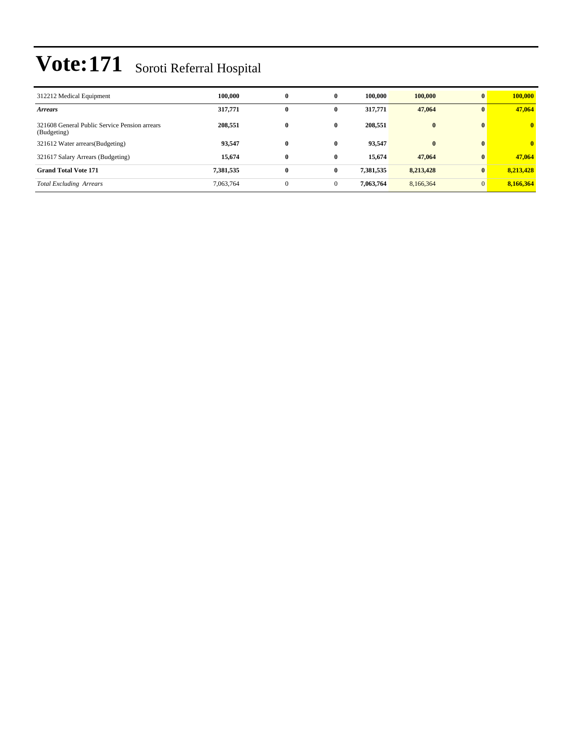# Vote:171 Soroti Referral Hospital

| | | | | | | | |
|---|---|---|---|---|---|---|---|
| 312212 Medical Equipment | **100,000** | **0** | **0** | **100,000** | **100,000** | **0** | **100,000** |
| ***Arrears*** | **317,771** | **0** | **0** | **317,771** | **47,064** | **0** | **47,064** |
| 321608 General Public Service Pension arrears (Budgeting) | **208,551** | **0** | **0** | **208,551** | **0** | **0** | **0** |
| 321612 Water arrears(Budgeting) | **93,547** | **0** | **0** | **93,547** | **0** | **0** | **0** |
| 321617 Salary Arrears (Budgeting) | **15,674** | **0** | **0** | **15,674** | **47,064** | **0** | **47,064** |
| **Grand Total Vote 171** | **7,381,535** | **0** | **0** | **7,381,535** | **8,213,428** | **0** | **8,213,428** |
| *Total Excluding Arrears* | 7,063,764 | 0 | 0 | **7,063,764** | 8,166,364 | 0 | **8,166,364** |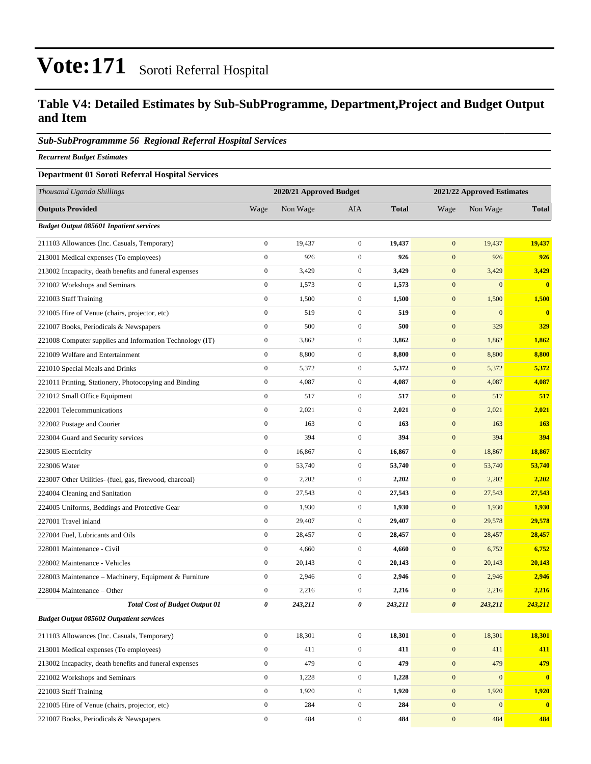# Vote:171 Soroti Referral Hospital

## Table V4: Detailed Estimates by Sub-SubProgramme, Department,Project and Budget Output and Item

### *Sub-SubProgrammme 56 Regional Referral Hospital Services*

***Recurrent Budget Estimates***

**Department 01 Soroti Referral Hospital Services**

| *Thousand Uganda Shillings* | 2020/21 Approved Budget | | | | 2021/22 Approved Estimates | | |
|---|---|---|---|---|---|---|---|
| **Outputs Provided** | Wage | Non Wage | AIA | **Total** | Wage | Non Wage | **Total** |
| ***Budget Output 085601 Inpatient services*** | | | | | | | |
| 211103 Allowances (Inc. Casuals, Temporary) | 0 | 19,437 | 0 | **19,437** | 0 | 19,437 | **19,437** |
| 213001 Medical expenses (To employees) | 0 | 926 | 0 | **926** | 0 | 926 | **926** |
| 213002 Incapacity, death benefits and funeral expenses | 0 | 3,429 | 0 | **3,429** | 0 | 3,429 | **3,429** |
| 221002 Workshops and Seminars | 0 | 1,573 | 0 | **1,573** | 0 | 0 | **0** |
| 221003 Staff Training | 0 | 1,500 | 0 | **1,500** | 0 | 1,500 | **1,500** |
| 221005 Hire of Venue (chairs, projector, etc) | 0 | 519 | 0 | **519** | 0 | 0 | **0** |
| 221007 Books, Periodicals & Newspapers | 0 | 500 | 0 | **500** | 0 | 329 | **329** |
| 221008 Computer supplies and Information Technology (IT) | 0 | 3,862 | 0 | **3,862** | 0 | 1,862 | **1,862** |
| 221009 Welfare and Entertainment | 0 | 8,800 | 0 | **8,800** | 0 | 8,800 | **8,800** |
| 221010 Special Meals and Drinks | 0 | 5,372 | 0 | **5,372** | 0 | 5,372 | **5,372** |
| 221011 Printing, Stationery, Photocopying and Binding | 0 | 4,087 | 0 | **4,087** | 0 | 4,087 | **4,087** |
| 221012 Small Office Equipment | 0 | 517 | 0 | **517** | 0 | 517 | **517** |
| 222001 Telecommunications | 0 | 2,021 | 0 | **2,021** | 0 | 2,021 | **2,021** |
| 222002 Postage and Courier | 0 | 163 | 0 | **163** | 0 | 163 | **163** |
| 223004 Guard and Security services | 0 | 394 | 0 | **394** | 0 | 394 | **394** |
| 223005 Electricity | 0 | 16,867 | 0 | **16,867** | 0 | 18,867 | **18,867** |
| 223006 Water | 0 | 53,740 | 0 | **53,740** | 0 | 53,740 | **53,740** |
| 223007 Other Utilities- (fuel, gas, firewood, charcoal) | 0 | 2,202 | 0 | **2,202** | 0 | 2,202 | **2,202** |
| 224004 Cleaning and Sanitation | 0 | 27,543 | 0 | **27,543** | 0 | 27,543 | **27,543** |
| 224005 Uniforms, Beddings and Protective Gear | 0 | 1,930 | 0 | **1,930** | 0 | 1,930 | **1,930** |
| 227001 Travel inland | 0 | 29,407 | 0 | **29,407** | 0 | 29,578 | **29,578** |
| 227004 Fuel, Lubricants and Oils | 0 | 28,457 | 0 | **28,457** | 0 | 28,457 | **28,457** |
| 228001 Maintenance - Civil | 0 | 4,660 | 0 | **4,660** | 0 | 6,752 | **6,752** |
| 228002 Maintenance - Vehicles | 0 | 20,143 | 0 | **20,143** | 0 | 20,143 | **20,143** |
| 228003 Maintenance – Machinery, Equipment & Furniture | 0 | 2,946 | 0 | **2,946** | 0 | 2,946 | **2,946** |
| 228004 Maintenance – Other | 0 | 2,216 | 0 | **2,216** | 0 | 2,216 | **2,216** |
| ***Total Cost of Budget Output 01*** | ***0*** | ***243,211*** | ***0*** | ***243,211*** | ***0*** | ***243,211*** | ***243,211*** |
| ***Budget Output 085602 Outpatient services*** | | | | | | | |
| 211103 Allowances (Inc. Casuals, Temporary) | 0 | 18,301 | 0 | **18,301** | 0 | 18,301 | **18,301** |
| 213001 Medical expenses (To employees) | 0 | 411 | 0 | **411** | 0 | 411 | **411** |
| 213002 Incapacity, death benefits and funeral expenses | 0 | 479 | 0 | **479** | 0 | 479 | **479** |
| 221002 Workshops and Seminars | 0 | 1,228 | 0 | **1,228** | 0 | 0 | **0** |
| 221003 Staff Training | 0 | 1,920 | 0 | **1,920** | 0 | 1,920 | **1,920** |
| 221005 Hire of Venue (chairs, projector, etc) | 0 | 284 | 0 | **284** | 0 | 0 | **0** |
| 221007 Books, Periodicals & Newspapers | 0 | 484 | 0 | **484** | 0 | 484 | **484** |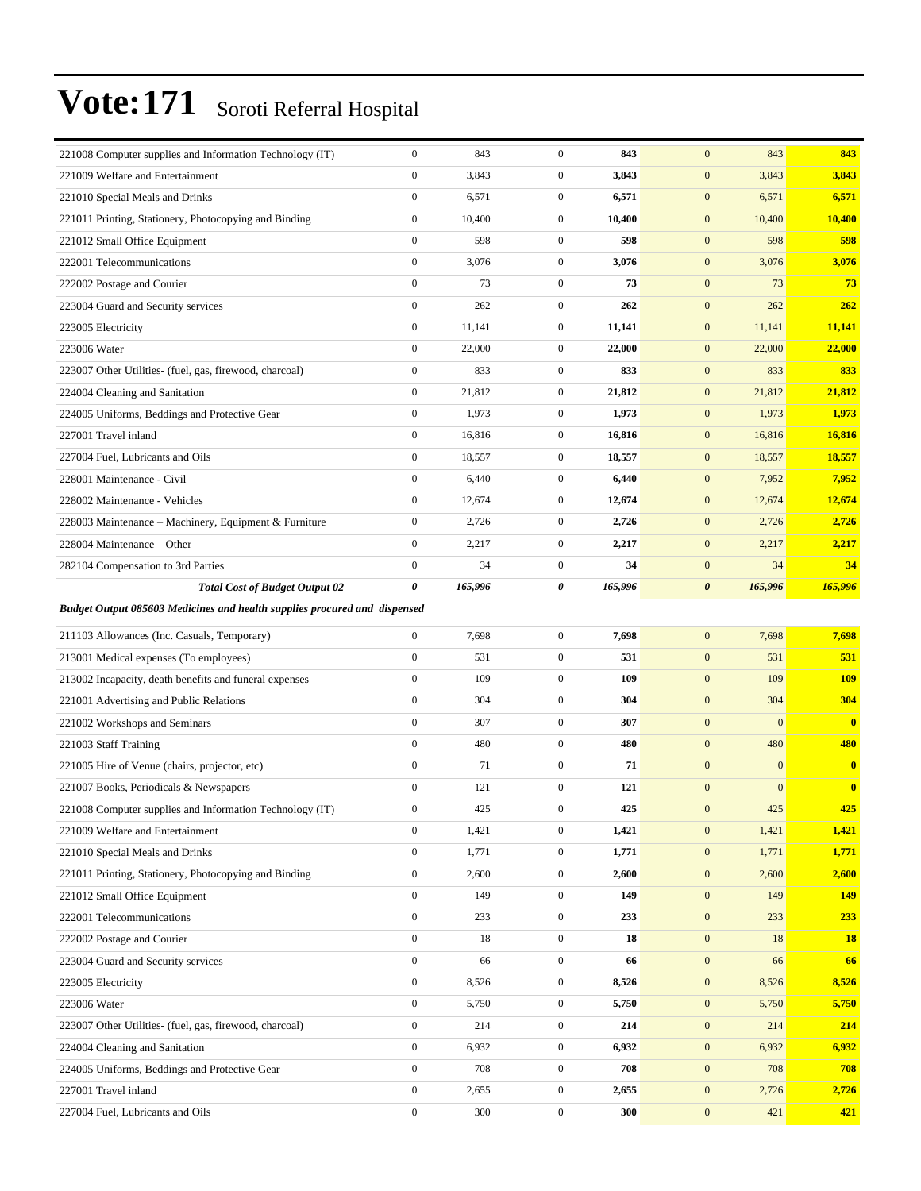# Vote:171 Soroti Referral Hospital

| | | | | | | | |
|---|---|---|---|---|---|---|---|
| 221008 Computer supplies and Information Technology (IT) | 0 | 843 | 0 | **843** | 0 | 843 | **843** |
| 221009 Welfare and Entertainment | 0 | 3,843 | 0 | **3,843** | 0 | 3,843 | **3,843** |
| 221010 Special Meals and Drinks | 0 | 6,571 | 0 | **6,571** | 0 | 6,571 | **6,571** |
| 221011 Printing, Stationery, Photocopying and Binding | 0 | 10,400 | 0 | **10,400** | 0 | 10,400 | **10,400** |
| 221012 Small Office Equipment | 0 | 598 | 0 | **598** | 0 | 598 | **598** |
| 222001 Telecommunications | 0 | 3,076 | 0 | **3,076** | 0 | 3,076 | **3,076** |
| 222002 Postage and Courier | 0 | 73 | 0 | **73** | 0 | 73 | **73** |
| 223004 Guard and Security services | 0 | 262 | 0 | **262** | 0 | 262 | **262** |
| 223005 Electricity | 0 | 11,141 | 0 | **11,141** | 0 | 11,141 | **11,141** |
| 223006 Water | 0 | 22,000 | 0 | **22,000** | 0 | 22,000 | **22,000** |
| 223007 Other Utilities- (fuel, gas, firewood, charcoal) | 0 | 833 | 0 | **833** | 0 | 833 | **833** |
| 224004 Cleaning and Sanitation | 0 | 21,812 | 0 | **21,812** | 0 | 21,812 | **21,812** |
| 224005 Uniforms, Beddings and Protective Gear | 0 | 1,973 | 0 | **1,973** | 0 | 1,973 | **1,973** |
| 227001 Travel inland | 0 | 16,816 | 0 | **16,816** | 0 | 16,816 | **16,816** |
| 227004 Fuel, Lubricants and Oils | 0 | 18,557 | 0 | **18,557** | 0 | 18,557 | **18,557** |
| 228001 Maintenance - Civil | 0 | 6,440 | 0 | **6,440** | 0 | 7,952 | **7,952** |
| 228002 Maintenance - Vehicles | 0 | 12,674 | 0 | **12,674** | 0 | 12,674 | **12,674** |
| 228003 Maintenance – Machinery, Equipment & Furniture | 0 | 2,726 | 0 | **2,726** | 0 | 2,726 | **2,726** |
| 228004 Maintenance – Other | 0 | 2,217 | 0 | **2,217** | 0 | 2,217 | **2,217** |
| 282104 Compensation to 3rd Parties | 0 | 34 | 0 | **34** | 0 | 34 | **34** |
| ***Total Cost of Budget Output 02*** | ***0*** | ***165,996*** | ***0*** | ***165,996*** | ***0*** | ***165,996*** | ***165,996*** |
| ***Budget Output 085603 Medicines and health supplies procured and dispensed*** | | | | | | | |
| 211103 Allowances (Inc. Casuals, Temporary) | 0 | 7,698 | 0 | **7,698** | 0 | 7,698 | **7,698** |
| 213001 Medical expenses (To employees) | 0 | 531 | 0 | **531** | 0 | 531 | **531** |
| 213002 Incapacity, death benefits and funeral expenses | 0 | 109 | 0 | **109** | 0 | 109 | **109** |
| 221001 Advertising and Public Relations | 0 | 304 | 0 | **304** | 0 | 304 | **304** |
| 221002 Workshops and Seminars | 0 | 307 | 0 | **307** | 0 | 0 | **0** |
| 221003 Staff Training | 0 | 480 | 0 | **480** | 0 | 480 | **480** |
| 221005 Hire of Venue (chairs, projector, etc) | 0 | 71 | 0 | **71** | 0 | 0 | **0** |
| 221007 Books, Periodicals & Newspapers | 0 | 121 | 0 | **121** | 0 | 0 | **0** |
| 221008 Computer supplies and Information Technology (IT) | 0 | 425 | 0 | **425** | 0 | 425 | **425** |
| 221009 Welfare and Entertainment | 0 | 1,421 | 0 | **1,421** | 0 | 1,421 | **1,421** |
| 221010 Special Meals and Drinks | 0 | 1,771 | 0 | **1,771** | 0 | 1,771 | **1,771** |
| 221011 Printing, Stationery, Photocopying and Binding | 0 | 2,600 | 0 | **2,600** | 0 | 2,600 | **2,600** |
| 221012 Small Office Equipment | 0 | 149 | 0 | **149** | 0 | 149 | **149** |
| 222001 Telecommunications | 0 | 233 | 0 | **233** | 0 | 233 | **233** |
| 222002 Postage and Courier | 0 | 18 | 0 | **18** | 0 | 18 | **18** |
| 223004 Guard and Security services | 0 | 66 | 0 | **66** | 0 | 66 | **66** |
| 223005 Electricity | 0 | 8,526 | 0 | **8,526** | 0 | 8,526 | **8,526** |
| 223006 Water | 0 | 5,750 | 0 | **5,750** | 0 | 5,750 | **5,750** |
| 223007 Other Utilities- (fuel, gas, firewood, charcoal) | 0 | 214 | 0 | **214** | 0 | 214 | **214** |
| 224004 Cleaning and Sanitation | 0 | 6,932 | 0 | **6,932** | 0 | 6,932 | **6,932** |
| 224005 Uniforms, Beddings and Protective Gear | 0 | 708 | 0 | **708** | 0 | 708 | **708** |
| 227001 Travel inland | 0 | 2,655 | 0 | **2,655** | 0 | 2,726 | **2,726** |
| 227004 Fuel, Lubricants and Oils | 0 | 300 | 0 | **300** | 0 | 421 | **421** |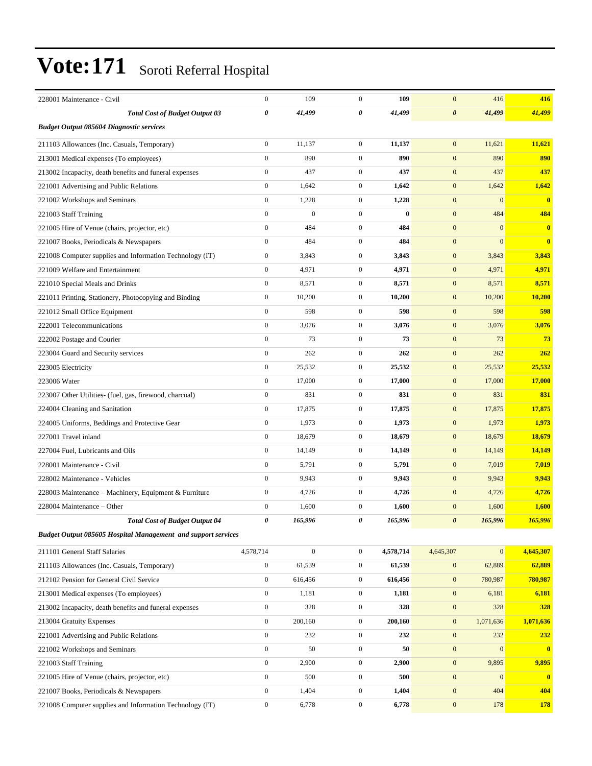# Vote:171 Soroti Referral Hospital

| | | | | | | | |
|---|---|---|---|---|---|---|---|
| 228001 Maintenance - Civil | 0 | 109 | 0 | **109** | 0 | 416 | **416** |
| ***Total Cost of Budget Output 03*** | ***0*** | ***41,499*** | ***0*** | ***41,499*** | ***0*** | ***41,499*** | ***41,499*** |
| ***Budget Output 085604 Diagnostic services*** | | | | | | | |
| 211103 Allowances (Inc. Casuals, Temporary) | 0 | 11,137 | 0 | **11,137** | 0 | 11,621 | **11,621** |
| 213001 Medical expenses (To employees) | 0 | 890 | 0 | **890** | 0 | 890 | **890** |
| 213002 Incapacity, death benefits and funeral expenses | 0 | 437 | 0 | **437** | 0 | 437 | **437** |
| 221001 Advertising and Public Relations | 0 | 1,642 | 0 | **1,642** | 0 | 1,642 | **1,642** |
| 221002 Workshops and Seminars | 0 | 1,228 | 0 | **1,228** | 0 | 0 | **0** |
| 221003 Staff Training | 0 | 0 | 0 | **0** | 0 | 484 | **484** |
| 221005 Hire of Venue (chairs, projector, etc) | 0 | 484 | 0 | **484** | 0 | 0 | **0** |
| 221007 Books, Periodicals & Newspapers | 0 | 484 | 0 | **484** | 0 | 0 | **0** |
| 221008 Computer supplies and Information Technology (IT) | 0 | 3,843 | 0 | **3,843** | 0 | 3,843 | **3,843** |
| 221009 Welfare and Entertainment | 0 | 4,971 | 0 | **4,971** | 0 | 4,971 | **4,971** |
| 221010 Special Meals and Drinks | 0 | 8,571 | 0 | **8,571** | 0 | 8,571 | **8,571** |
| 221011 Printing, Stationery, Photocopying and Binding | 0 | 10,200 | 0 | **10,200** | 0 | 10,200 | **10,200** |
| 221012 Small Office Equipment | 0 | 598 | 0 | **598** | 0 | 598 | **598** |
| 222001 Telecommunications | 0 | 3,076 | 0 | **3,076** | 0 | 3,076 | **3,076** |
| 222002 Postage and Courier | 0 | 73 | 0 | **73** | 0 | 73 | **73** |
| 223004 Guard and Security services | 0 | 262 | 0 | **262** | 0 | 262 | **262** |
| 223005 Electricity | 0 | 25,532 | 0 | **25,532** | 0 | 25,532 | **25,532** |
| 223006 Water | 0 | 17,000 | 0 | **17,000** | 0 | 17,000 | **17,000** |
| 223007 Other Utilities- (fuel, gas, firewood, charcoal) | 0 | 831 | 0 | **831** | 0 | 831 | **831** |
| 224004 Cleaning and Sanitation | 0 | 17,875 | 0 | **17,875** | 0 | 17,875 | **17,875** |
| 224005 Uniforms, Beddings and Protective Gear | 0 | 1,973 | 0 | **1,973** | 0 | 1,973 | **1,973** |
| 227001 Travel inland | 0 | 18,679 | 0 | **18,679** | 0 | 18,679 | **18,679** |
| 227004 Fuel, Lubricants and Oils | 0 | 14,149 | 0 | **14,149** | 0 | 14,149 | **14,149** |
| 228001 Maintenance - Civil | 0 | 5,791 | 0 | **5,791** | 0 | 7,019 | **7,019** |
| 228002 Maintenance - Vehicles | 0 | 9,943 | 0 | **9,943** | 0 | 9,943 | **9,943** |
| 228003 Maintenance – Machinery, Equipment & Furniture | 0 | 4,726 | 0 | **4,726** | 0 | 4,726 | **4,726** |
| 228004 Maintenance – Other | 0 | 1,600 | 0 | **1,600** | 0 | 1,600 | **1,600** |
| ***Total Cost of Budget Output 04*** | ***0*** | ***165,996*** | ***0*** | ***165,996*** | ***0*** | ***165,996*** | ***165,996*** |
| ***Budget Output 085605 Hospital Management and support services*** | | | | | | | |
| 211101 General Staff Salaries | 4,578,714 | 0 | 0 | **4,578,714** | 4,645,307 | 0 | **4,645,307** |
| 211103 Allowances (Inc. Casuals, Temporary) | 0 | 61,539 | 0 | **61,539** | 0 | 62,889 | **62,889** |
| 212102 Pension for General Civil Service | 0 | 616,456 | 0 | **616,456** | 0 | 780,987 | **780,987** |
| 213001 Medical expenses (To employees) | 0 | 1,181 | 0 | **1,181** | 0 | 6,181 | **6,181** |
| 213002 Incapacity, death benefits and funeral expenses | 0 | 328 | 0 | **328** | 0 | 328 | **328** |
| 213004 Gratuity Expenses | 0 | 200,160 | 0 | **200,160** | 0 | 1,071,636 | **1,071,636** |
| 221001 Advertising and Public Relations | 0 | 232 | 0 | **232** | 0 | 232 | **232** |
| 221002 Workshops and Seminars | 0 | 50 | 0 | **50** | 0 | 0 | **0** |
| 221003 Staff Training | 0 | 2,900 | 0 | **2,900** | 0 | 9,895 | **9,895** |
| 221005 Hire of Venue (chairs, projector, etc) | 0 | 500 | 0 | **500** | 0 | 0 | **0** |
| 221007 Books, Periodicals & Newspapers | 0 | 1,404 | 0 | **1,404** | 0 | 404 | **404** |
| 221008 Computer supplies and Information Technology (IT) | 0 | 6,778 | 0 | **6,778** | 0 | 178 | **178** |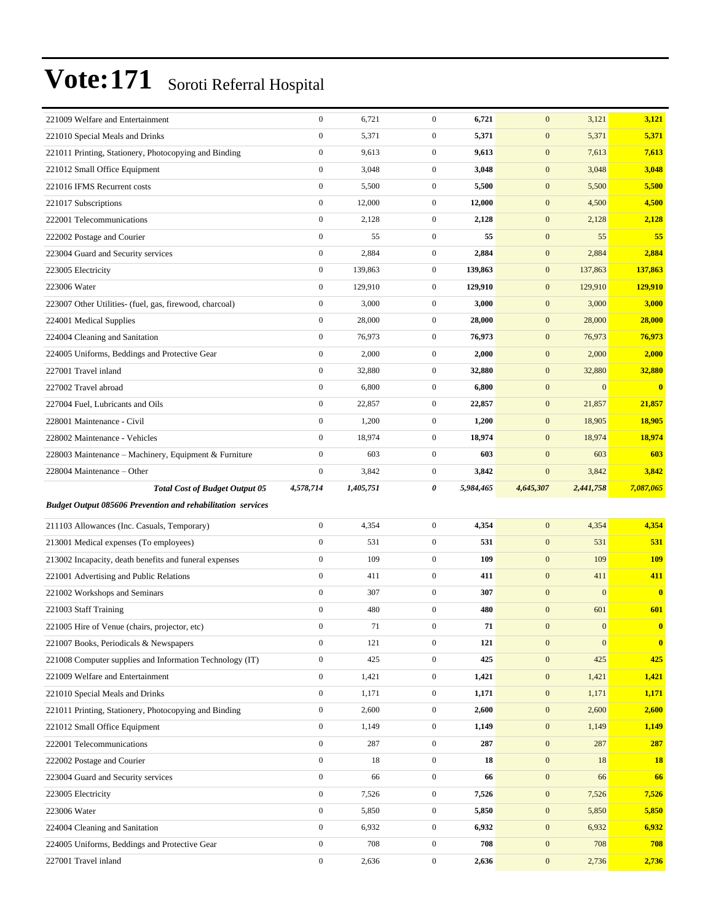# Vote:171 Soroti Referral Hospital

| | | | | | | | |
|---|---|---|---|---|---|---|---|
| 221009 Welfare and Entertainment | 0 | 6,721 | 0 | **6,721** | 0 | 3,121 | **3,121** |
| 221010 Special Meals and Drinks | 0 | 5,371 | 0 | **5,371** | 0 | 5,371 | **5,371** |
| 221011 Printing, Stationery, Photocopying and Binding | 0 | 9,613 | 0 | **9,613** | 0 | 7,613 | **7,613** |
| 221012 Small Office Equipment | 0 | 3,048 | 0 | **3,048** | 0 | 3,048 | **3,048** |
| 221016 IFMS Recurrent costs | 0 | 5,500 | 0 | **5,500** | 0 | 5,500 | **5,500** |
| 221017 Subscriptions | 0 | 12,000 | 0 | **12,000** | 0 | 4,500 | **4,500** |
| 222001 Telecommunications | 0 | 2,128 | 0 | **2,128** | 0 | 2,128 | **2,128** |
| 222002 Postage and Courier | 0 | 55 | 0 | **55** | 0 | 55 | **55** |
| 223004 Guard and Security services | 0 | 2,884 | 0 | **2,884** | 0 | 2,884 | **2,884** |
| 223005 Electricity | 0 | 139,863 | 0 | **139,863** | 0 | 137,863 | **137,863** |
| 223006 Water | 0 | 129,910 | 0 | **129,910** | 0 | 129,910 | **129,910** |
| 223007 Other Utilities- (fuel, gas, firewood, charcoal) | 0 | 3,000 | 0 | **3,000** | 0 | 3,000 | **3,000** |
| 224001 Medical Supplies | 0 | 28,000 | 0 | **28,000** | 0 | 28,000 | **28,000** |
| 224004 Cleaning and Sanitation | 0 | 76,973 | 0 | **76,973** | 0 | 76,973 | **76,973** |
| 224005 Uniforms, Beddings and Protective Gear | 0 | 2,000 | 0 | **2,000** | 0 | 2,000 | **2,000** |
| 227001 Travel inland | 0 | 32,880 | 0 | **32,880** | 0 | 32,880 | **32,880** |
| 227002 Travel abroad | 0 | 6,800 | 0 | **6,800** | 0 | 0 | **0** |
| 227004 Fuel, Lubricants and Oils | 0 | 22,857 | 0 | **22,857** | 0 | 21,857 | **21,857** |
| 228001 Maintenance - Civil | 0 | 1,200 | 0 | **1,200** | 0 | 18,905 | **18,905** |
| 228002 Maintenance - Vehicles | 0 | 18,974 | 0 | **18,974** | 0 | 18,974 | **18,974** |
| 228003 Maintenance – Machinery, Equipment & Furniture | 0 | 603 | 0 | **603** | 0 | 603 | **603** |
| 228004 Maintenance – Other | 0 | 3,842 | 0 | **3,842** | 0 | 3,842 | **3,842** |
| ***Total Cost of Budget Output 05*** | ***4,578,714*** | ***1,405,751*** | ***0*** | ***5,984,465*** | ***4,645,307*** | ***2,441,758*** | ***7,087,065*** |
| ***Budget Output 085606 Prevention and rehabilitation services*** | | | | | | | |
| 211103 Allowances (Inc. Casuals, Temporary) | 0 | 4,354 | 0 | **4,354** | 0 | 4,354 | **4,354** |
| 213001 Medical expenses (To employees) | 0 | 531 | 0 | **531** | 0 | 531 | **531** |
| 213002 Incapacity, death benefits and funeral expenses | 0 | 109 | 0 | **109** | 0 | 109 | **109** |
| 221001 Advertising and Public Relations | 0 | 411 | 0 | **411** | 0 | 411 | **411** |
| 221002 Workshops and Seminars | 0 | 307 | 0 | **307** | 0 | 0 | **0** |
| 221003 Staff Training | 0 | 480 | 0 | **480** | 0 | 601 | **601** |
| 221005 Hire of Venue (chairs, projector, etc) | 0 | 71 | 0 | **71** | 0 | 0 | **0** |
| 221007 Books, Periodicals & Newspapers | 0 | 121 | 0 | **121** | 0 | 0 | **0** |
| 221008 Computer supplies and Information Technology (IT) | 0 | 425 | 0 | **425** | 0 | 425 | **425** |
| 221009 Welfare and Entertainment | 0 | 1,421 | 0 | **1,421** | 0 | 1,421 | **1,421** |
| 221010 Special Meals and Drinks | 0 | 1,171 | 0 | **1,171** | 0 | 1,171 | **1,171** |
| 221011 Printing, Stationery, Photocopying and Binding | 0 | 2,600 | 0 | **2,600** | 0 | 2,600 | **2,600** |
| 221012 Small Office Equipment | 0 | 1,149 | 0 | **1,149** | 0 | 1,149 | **1,149** |
| 222001 Telecommunications | 0 | 287 | 0 | **287** | 0 | 287 | **287** |
| 222002 Postage and Courier | 0 | 18 | 0 | **18** | 0 | 18 | **18** |
| 223004 Guard and Security services | 0 | 66 | 0 | **66** | 0 | 66 | **66** |
| 223005 Electricity | 0 | 7,526 | 0 | **7,526** | 0 | 7,526 | **7,526** |
| 223006 Water | 0 | 5,850 | 0 | **5,850** | 0 | 5,850 | **5,850** |
| 224004 Cleaning and Sanitation | 0 | 6,932 | 0 | **6,932** | 0 | 6,932 | **6,932** |
| 224005 Uniforms, Beddings and Protective Gear | 0 | 708 | 0 | **708** | 0 | 708 | **708** |
| 227001 Travel inland | 0 | 2,636 | 0 | **2,636** | 0 | 2,736 | **2,736** |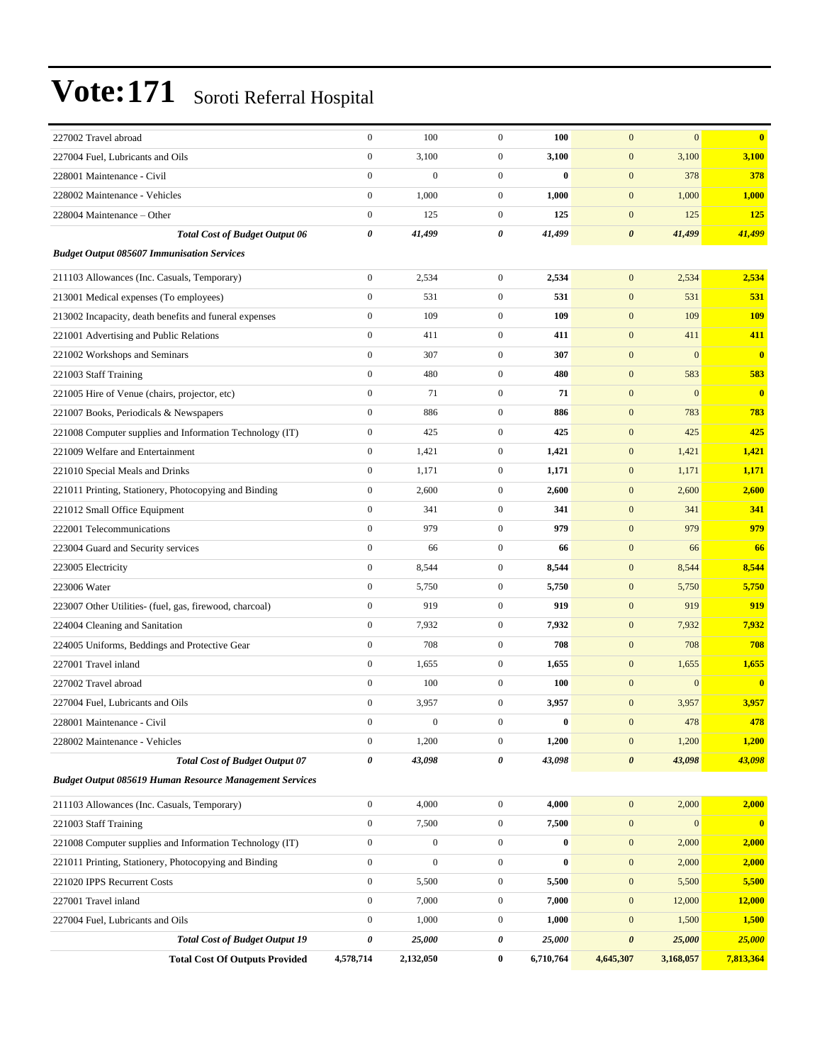# Vote:171 Soroti Referral Hospital

| | | | | | | | |
|---|---|---|---|---|---|---|---|
| 227002 Travel abroad | 0 | 100 | 0 | **100** | 0 | 0 | **0** |
| 227004 Fuel, Lubricants and Oils | 0 | 3,100 | 0 | **3,100** | 0 | 3,100 | **3,100** |
| 228001 Maintenance - Civil | 0 | 0 | 0 | **0** | 0 | 378 | **378** |
| 228002 Maintenance - Vehicles | 0 | 1,000 | 0 | **1,000** | 0 | 1,000 | **1,000** |
| 228004 Maintenance – Other | 0 | 125 | 0 | **125** | 0 | 125 | **125** |
| ***Total Cost of Budget Output 06*** | ***0*** | ***41,499*** | ***0*** | ***41,499*** | ***0*** | ***41,499*** | ***41,499*** |
| ***Budget Output 085607 Immunisation Services*** | | | | | | | |
| 211103 Allowances (Inc. Casuals, Temporary) | 0 | 2,534 | 0 | **2,534** | 0 | 2,534 | **2,534** |
| 213001 Medical expenses (To employees) | 0 | 531 | 0 | **531** | 0 | 531 | **531** |
| 213002 Incapacity, death benefits and funeral expenses | 0 | 109 | 0 | **109** | 0 | 109 | **109** |
| 221001 Advertising and Public Relations | 0 | 411 | 0 | **411** | 0 | 411 | **411** |
| 221002 Workshops and Seminars | 0 | 307 | 0 | **307** | 0 | 0 | **0** |
| 221003 Staff Training | 0 | 480 | 0 | **480** | 0 | 583 | **583** |
| 221005 Hire of Venue (chairs, projector, etc) | 0 | 71 | 0 | **71** | 0 | 0 | **0** |
| 221007 Books, Periodicals & Newspapers | 0 | 886 | 0 | **886** | 0 | 783 | **783** |
| 221008 Computer supplies and Information Technology (IT) | 0 | 425 | 0 | **425** | 0 | 425 | **425** |
| 221009 Welfare and Entertainment | 0 | 1,421 | 0 | **1,421** | 0 | 1,421 | **1,421** |
| 221010 Special Meals and Drinks | 0 | 1,171 | 0 | **1,171** | 0 | 1,171 | **1,171** |
| 221011 Printing, Stationery, Photocopying and Binding | 0 | 2,600 | 0 | **2,600** | 0 | 2,600 | **2,600** |
| 221012 Small Office Equipment | 0 | 341 | 0 | **341** | 0 | 341 | **341** |
| 222001 Telecommunications | 0 | 979 | 0 | **979** | 0 | 979 | **979** |
| 223004 Guard and Security services | 0 | 66 | 0 | **66** | 0 | 66 | **66** |
| 223005 Electricity | 0 | 8,544 | 0 | **8,544** | 0 | 8,544 | **8,544** |
| 223006 Water | 0 | 5,750 | 0 | **5,750** | 0 | 5,750 | **5,750** |
| 223007 Other Utilities- (fuel, gas, firewood, charcoal) | 0 | 919 | 0 | **919** | 0 | 919 | **919** |
| 224004 Cleaning and Sanitation | 0 | 7,932 | 0 | **7,932** | 0 | 7,932 | **7,932** |
| 224005 Uniforms, Beddings and Protective Gear | 0 | 708 | 0 | **708** | 0 | 708 | **708** |
| 227001 Travel inland | 0 | 1,655 | 0 | **1,655** | 0 | 1,655 | **1,655** |
| 227002 Travel abroad | 0 | 100 | 0 | **100** | 0 | 0 | **0** |
| 227004 Fuel, Lubricants and Oils | 0 | 3,957 | 0 | **3,957** | 0 | 3,957 | **3,957** |
| 228001 Maintenance - Civil | 0 | 0 | 0 | **0** | 0 | 478 | **478** |
| 228002 Maintenance - Vehicles | 0 | 1,200 | 0 | **1,200** | 0 | 1,200 | **1,200** |
| ***Total Cost of Budget Output 07*** | ***0*** | ***43,098*** | ***0*** | ***43,098*** | ***0*** | ***43,098*** | ***43,098*** |
| ***Budget Output 085619 Human Resource Management Services*** | | | | | | | |
| 211103 Allowances (Inc. Casuals, Temporary) | 0 | 4,000 | 0 | **4,000** | 0 | 2,000 | **2,000** |
| 221003 Staff Training | 0 | 7,500 | 0 | **7,500** | 0 | 0 | **0** |
| 221008 Computer supplies and Information Technology (IT) | 0 | 0 | 0 | **0** | 0 | 2,000 | **2,000** |
| 221011 Printing, Stationery, Photocopying and Binding | 0 | 0 | 0 | **0** | 0 | 2,000 | **2,000** |
| 221020 IPPS Recurrent Costs | 0 | 5,500 | 0 | **5,500** | 0 | 5,500 | **5,500** |
| 227001 Travel inland | 0 | 7,000 | 0 | **7,000** | 0 | 12,000 | **12,000** |
| 227004 Fuel, Lubricants and Oils | 0 | 1,000 | 0 | **1,000** | 0 | 1,500 | **1,500** |
| ***Total Cost of Budget Output 19*** | ***0*** | ***25,000*** | ***0*** | ***25,000*** | ***0*** | ***25,000*** | ***25,000*** |
| **Total Cost Of Outputs Provided** | **4,578,714** | **2,132,050** | **0** | **6,710,764** | **4,645,307** | **3,168,057** | **7,813,364** |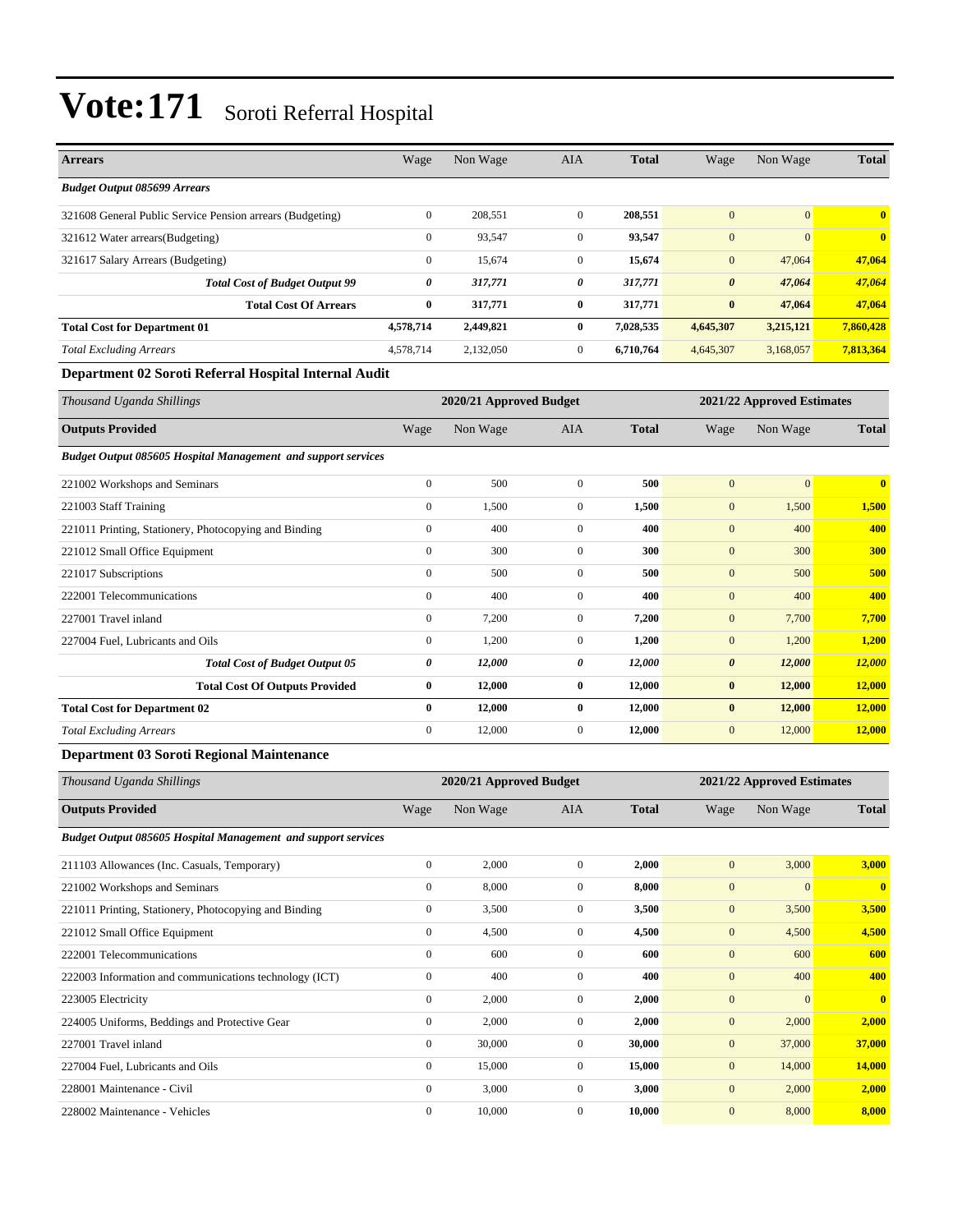# Vote:171 Soroti Referral Hospital

| Arrears | Wage | Non Wage | AIA | Total | Wage | Non Wage | Total |
|---|---|---|---|---|---|---|---|
| ***Budget Output 085699 Arrears*** | | | | | | | |
| 321608 General Public Service Pension arrears (Budgeting) | 0 | 208,551 | 0 | **208,551** | 0 | 0 | **0** |
| 321612 Water arrears(Budgeting) | 0 | 93,547 | 0 | **93,547** | 0 | 0 | **0** |
| 321617 Salary Arrears (Budgeting) | 0 | 15,674 | 0 | **15,674** | 0 | 47,064 | **47,064** |
| ***Total Cost of Budget Output 99*** | ***0*** | ***317,771*** | ***0*** | ***317,771*** | ***0*** | ***47,064*** | ***47,064*** |
| **Total Cost Of Arrears** | **0** | **317,771** | **0** | **317,771** | **0** | **47,064** | **47,064** |
| **Total Cost for Department 01** | **4,578,714** | **2,449,821** | **0** | **7,028,535** | **4,645,307** | **3,215,121** | **7,860,428** |
| *Total Excluding Arrears* | 4,578,714 | 2,132,050 | 0 | **6,710,764** | 4,645,307 | 3,168,057 | **7,813,364** |

### Department 02 Soroti Referral Hospital Internal Audit

| *Thousand Uganda Shillings* | 2020/21 Approved Budget | | | | 2021/22 Approved Estimates | | |
|---|---|---|---|---|---|---|---|
| **Outputs Provided** | Wage | Non Wage | AIA | Total | Wage | Non Wage | Total |
| ***Budget Output 085605 Hospital Management and support services*** | | | | | | | |
| 221002 Workshops and Seminars | 0 | 500 | 0 | **500** | 0 | 0 | **0** |
| 221003 Staff Training | 0 | 1,500 | 0 | **1,500** | 0 | 1,500 | **1,500** |
| 221011 Printing, Stationery, Photocopying and Binding | 0 | 400 | 0 | **400** | 0 | 400 | **400** |
| 221012 Small Office Equipment | 0 | 300 | 0 | **300** | 0 | 300 | **300** |
| 221017 Subscriptions | 0 | 500 | 0 | **500** | 0 | 500 | **500** |
| 222001 Telecommunications | 0 | 400 | 0 | **400** | 0 | 400 | **400** |
| 227001 Travel inland | 0 | 7,200 | 0 | **7,200** | 0 | 7,700 | **7,700** |
| 227004 Fuel, Lubricants and Oils | 0 | 1,200 | 0 | **1,200** | 0 | 1,200 | **1,200** |
| ***Total Cost of Budget Output 05*** | ***0*** | ***12,000*** | ***0*** | ***12,000*** | ***0*** | ***12,000*** | ***12,000*** |
| **Total Cost Of Outputs Provided** | **0** | **12,000** | **0** | **12,000** | **0** | **12,000** | **12,000** |
| **Total Cost for Department 02** | **0** | **12,000** | **0** | **12,000** | **0** | **12,000** | **12,000** |
| *Total Excluding Arrears* | 0 | 12,000 | 0 | **12,000** | 0 | 12,000 | **12,000** |

### Department 03 Soroti Regional Maintenance

| *Thousand Uganda Shillings* | 2020/21 Approved Budget | | | | 2021/22 Approved Estimates | | |
|---|---|---|---|---|---|---|---|
| **Outputs Provided** | Wage | Non Wage | AIA | Total | Wage | Non Wage | Total |
| ***Budget Output 085605 Hospital Management and support services*** | | | | | | | |
| 211103 Allowances (Inc. Casuals, Temporary) | 0 | 2,000 | 0 | **2,000** | 0 | 3,000 | **3,000** |
| 221002 Workshops and Seminars | 0 | 8,000 | 0 | **8,000** | 0 | 0 | **0** |
| 221011 Printing, Stationery, Photocopying and Binding | 0 | 3,500 | 0 | **3,500** | 0 | 3,500 | **3,500** |
| 221012 Small Office Equipment | 0 | 4,500 | 0 | **4,500** | 0 | 4,500 | **4,500** |
| 222001 Telecommunications | 0 | 600 | 0 | **600** | 0 | 600 | **600** |
| 222003 Information and communications technology (ICT) | 0 | 400 | 0 | **400** | 0 | 400 | **400** |
| 223005 Electricity | 0 | 2,000 | 0 | **2,000** | 0 | 0 | **0** |
| 224005 Uniforms, Beddings and Protective Gear | 0 | 2,000 | 0 | **2,000** | 0 | 2,000 | **2,000** |
| 227001 Travel inland | 0 | 30,000 | 0 | **30,000** | 0 | 37,000 | **37,000** |
| 227004 Fuel, Lubricants and Oils | 0 | 15,000 | 0 | **15,000** | 0 | 14,000 | **14,000** |
| 228001 Maintenance - Civil | 0 | 3,000 | 0 | **3,000** | 0 | 2,000 | **2,000** |
| 228002 Maintenance - Vehicles | 0 | 10,000 | 0 | **10,000** | 0 | 8,000 | **8,000** |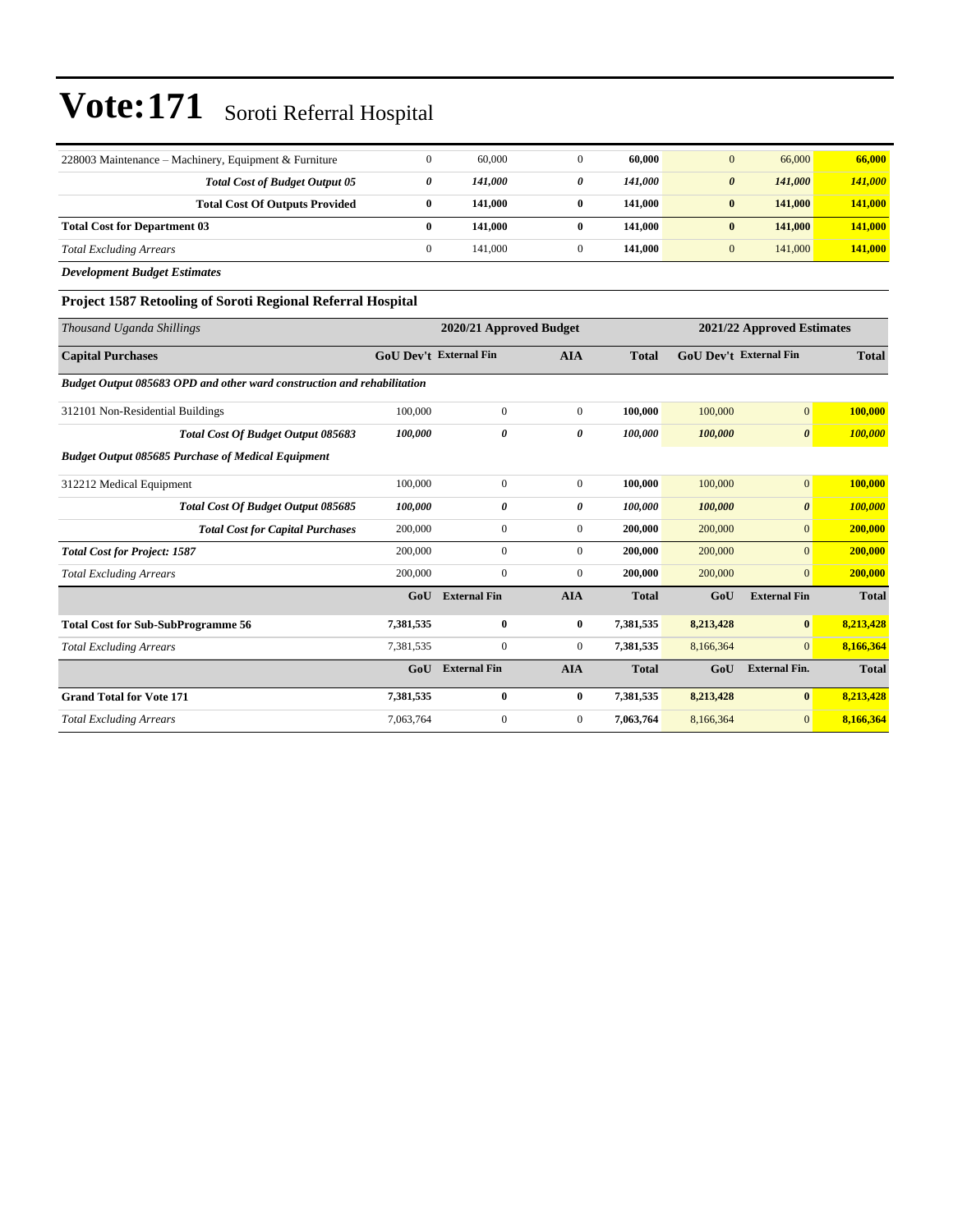# Vote:171 Soroti Referral Hospital

| | | | | | | | |
|---|---|---|---|---|---|---|---|
| 228003 Maintenance – Machinery, Equipment & Furniture | 0 | 60,000 | 0 | **60,000** | 0 | 66,000 | **66,000** |
| ***Total Cost of Budget Output 05*** | ***0*** | ***141,000*** | ***0*** | ***141,000*** | ***0*** | ***141,000*** | ***141,000*** |
| **Total Cost Of Outputs Provided** | **0** | **141,000** | **0** | **141,000** | **0** | **141,000** | **141,000** |
| **Total Cost for Department 03** | **0** | **141,000** | **0** | **141,000** | **0** | **141,000** | **141,000** |
| *Total Excluding Arrears* | 0 | 141,000 | 0 | **141,000** | 0 | 141,000 | **141,000** |

***Development Budget Estimates***

**Project 1587 Retooling of Soroti Regional Referral Hospital**

| *Thousand Uganda Shillings* | 2020/21 Approved Budget | | | | 2021/22 Approved Estimates | | |
|---|---|---|---|---|---|---|---|
| **Capital Purchases** | **GoU Dev't** | **External Fin** | **AIA** | **Total** | **GoU Dev't** | **External Fin** | **Total** |
| ***Budget Output 085683 OPD and other ward construction and rehabilitation*** | | | | | | | |
| 312101 Non-Residential Buildings | 100,000 | 0 | 0 | **100,000** | 100,000 | 0 | **100,000** |
| ***Total Cost Of Budget Output 085683*** | ***100,000*** | ***0*** | ***0*** | ***100,000*** | ***100,000*** | ***0*** | ***100,000*** |
| ***Budget Output 085685 Purchase of Medical Equipment*** | | | | | | | |
| 312212 Medical Equipment | 100,000 | 0 | 0 | **100,000** | 100,000 | 0 | **100,000** |
| ***Total Cost Of Budget Output 085685*** | ***100,000*** | ***0*** | ***0*** | ***100,000*** | ***100,000*** | ***0*** | ***100,000*** |
| ***Total Cost for Capital Purchases*** | 200,000 | 0 | 0 | **200,000** | 200,000 | 0 | **200,000** |
| ***Total Cost for Project: 1587*** | 200,000 | 0 | 0 | **200,000** | 200,000 | 0 | **200,000** |
| *Total Excluding Arrears* | 200,000 | 0 | 0 | **200,000** | 200,000 | 0 | **200,000** |
| | **GoU** | **External Fin** | **AIA** | **Total** | **GoU** | **External Fin** | **Total** |
| **Total Cost for Sub-SubProgramme 56** | **7,381,535** | **0** | **0** | **7,381,535** | **8,213,428** | **0** | **8,213,428** |
| *Total Excluding Arrears* | 7,381,535 | 0 | 0 | **7,381,535** | 8,166,364 | 0 | **8,166,364** |
| | **GoU** | **External Fin** | **AIA** | **Total** | **GoU** | **External Fin.** | **Total** |
| **Grand Total for Vote 171** | **7,381,535** | **0** | **0** | **7,381,535** | **8,213,428** | **0** | **8,213,428** |
| *Total Excluding Arrears* | 7,063,764 | 0 | 0 | **7,063,764** | 8,166,364 | 0 | **8,166,364** |